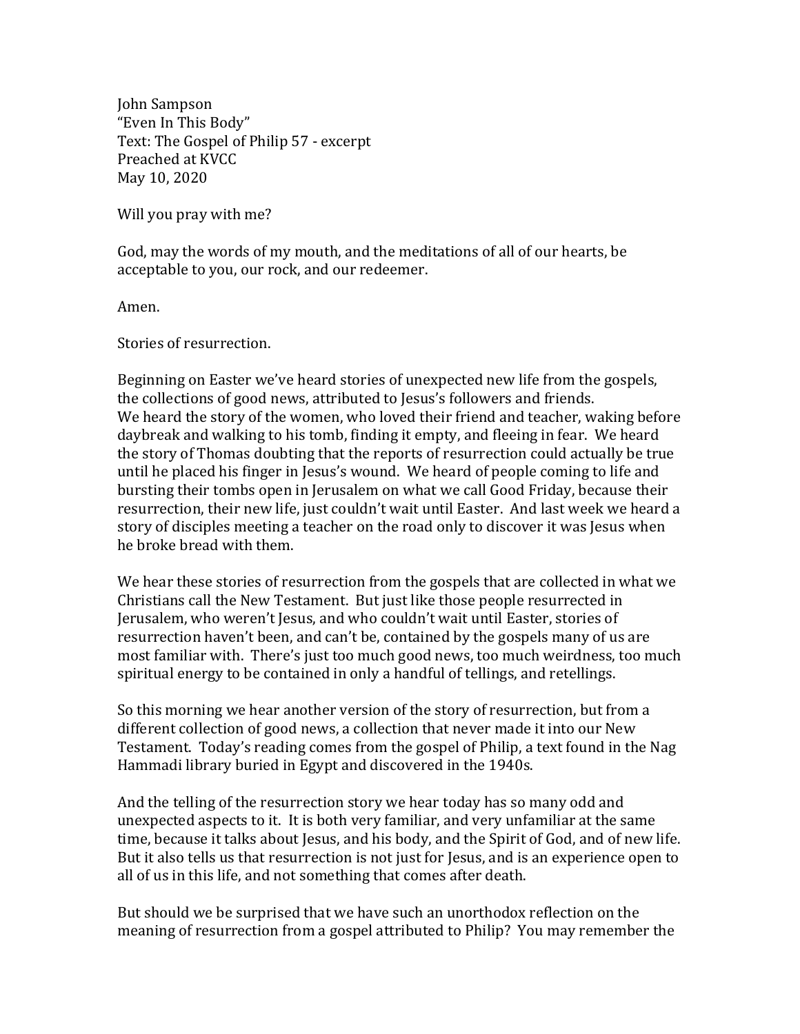John Sampson
"Even In This Body"
Text: The Gospel of Philip 57 - excerpt
Preached at KVCC
May 10, 2020

Will you pray with me?

God, may the words of my mouth, and the meditations of all of our hearts, be acceptable to you, our rock, and our redeemer.

Amen.

Stories of resurrection.

Beginning on Easter we've heard stories of unexpected new life from the gospels, the collections of good news, attributed to Jesus's followers and friends. We heard the story of the women, who loved their friend and teacher, waking before daybreak and walking to his tomb, finding it empty, and fleeing in fear. We heard the story of Thomas doubting that the reports of resurrection could actually be true until he placed his finger in Jesus's wound. We heard of people coming to life and bursting their tombs open in Jerusalem on what we call Good Friday, because their resurrection, their new life, just couldn't wait until Easter. And last week we heard a story of disciples meeting a teacher on the road only to discover it was Jesus when he broke bread with them.

We hear these stories of resurrection from the gospels that are collected in what we Christians call the New Testament. But just like those people resurrected in Jerusalem, who weren't Jesus, and who couldn't wait until Easter, stories of resurrection haven't been, and can't be, contained by the gospels many of us are most familiar with. There's just too much good news, too much weirdness, too much spiritual energy to be contained in only a handful of tellings, and retellings.

So this morning we hear another version of the story of resurrection, but from a different collection of good news, a collection that never made it into our New Testament. Today's reading comes from the gospel of Philip, a text found in the Nag Hammadi library buried in Egypt and discovered in the 1940s.

And the telling of the resurrection story we hear today has so many odd and unexpected aspects to it. It is both very familiar, and very unfamiliar at the same time, because it talks about Jesus, and his body, and the Spirit of God, and of new life. But it also tells us that resurrection is not just for Jesus, and is an experience open to all of us in this life, and not something that comes after death.

But should we be surprised that we have such an unorthodox reflection on the meaning of resurrection from a gospel attributed to Philip? You may remember the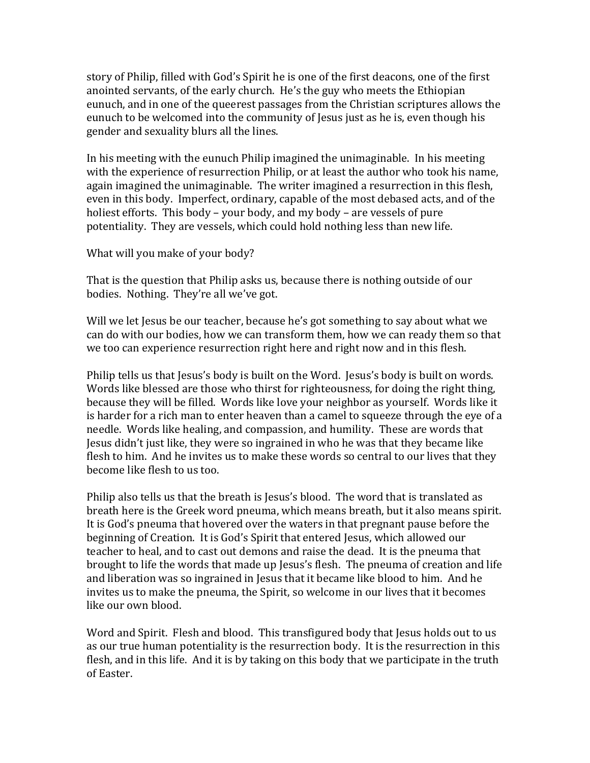story of Philip, filled with God's Spirit he is one of the first deacons, one of the first anointed servants, of the early church. He's the guy who meets the Ethiopian eunuch, and in one of the queerest passages from the Christian scriptures allows the eunuch to be welcomed into the community of Jesus just as he is, even though his gender and sexuality blurs all the lines.

In his meeting with the eunuch Philip imagined the unimaginable. In his meeting with the experience of resurrection Philip, or at least the author who took his name, again imagined the unimaginable. The writer imagined a resurrection in this flesh, even in this body. Imperfect, ordinary, capable of the most debased acts, and of the holiest efforts. This body – your body, and my body – are vessels of pure potentiality. They are vessels, which could hold nothing less than new life.

What will you make of your body?

That is the question that Philip asks us, because there is nothing outside of our bodies. Nothing. They're all we've got.

Will we let Jesus be our teacher, because he's got something to say about what we can do with our bodies, how we can transform them, how we can ready them so that we too can experience resurrection right here and right now and in this flesh.

Philip tells us that Jesus's body is built on the Word. Jesus's body is built on words. Words like blessed are those who thirst for righteousness, for doing the right thing, because they will be filled. Words like love your neighbor as yourself. Words like it is harder for a rich man to enter heaven than a camel to squeeze through the eye of a needle. Words like healing, and compassion, and humility. These are words that Jesus didn't just like, they were so ingrained in who he was that they became like flesh to him. And he invites us to make these words so central to our lives that they become like flesh to us too.

Philip also tells us that the breath is Jesus's blood. The word that is translated as breath here is the Greek word pneuma, which means breath, but it also means spirit. It is God's pneuma that hovered over the waters in that pregnant pause before the beginning of Creation. It is God's Spirit that entered Jesus, which allowed our teacher to heal, and to cast out demons and raise the dead. It is the pneuma that brought to life the words that made up Jesus's flesh. The pneuma of creation and life and liberation was so ingrained in Jesus that it became like blood to him. And he invites us to make the pneuma, the Spirit, so welcome in our lives that it becomes like our own blood.

Word and Spirit. Flesh and blood. This transfigured body that Jesus holds out to us as our true human potentiality is the resurrection body. It is the resurrection in this flesh, and in this life. And it is by taking on this body that we participate in the truth of Easter.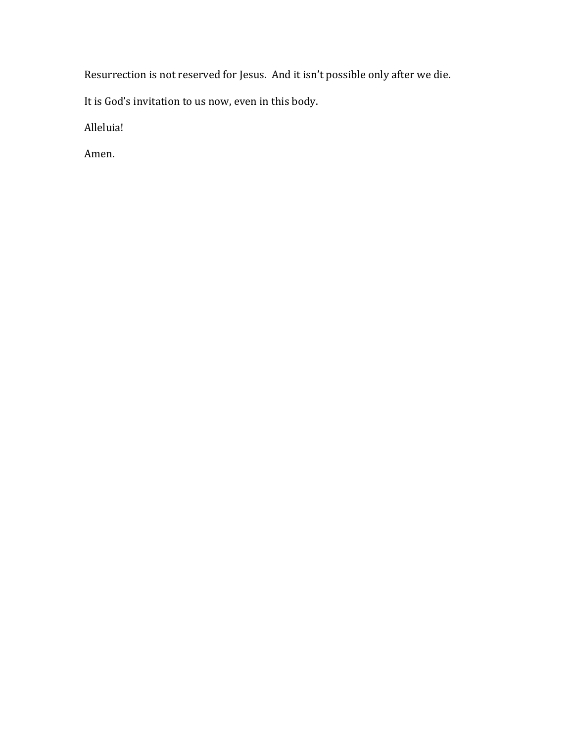Resurrection is not reserved for Jesus.  And it isn't possible only after we die.

It is God's invitation to us now, even in this body.

Alleluia!

Amen.